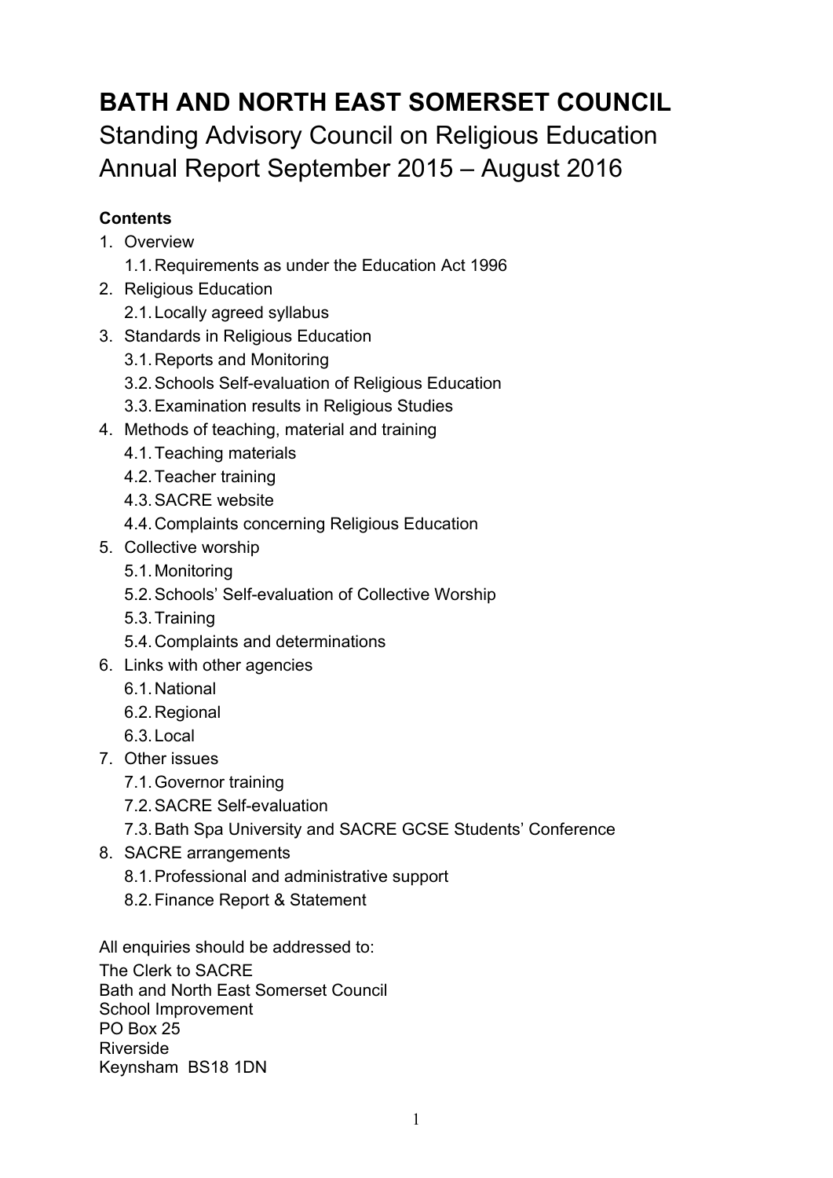# BATH AND NORTH EAST SOMERSET COUNCIL

Standing Advisory Council on Religious Education
Annual Report September 2015 – August 2016

**Contents**

1. Overview
   1.1. Requirements as under the Education Act 1996
2. Religious Education
   2.1. Locally agreed syllabus
3. Standards in Religious Education
   3.1. Reports and Monitoring
   3.2. Schools Self-evaluation of Religious Education
   3.3. Examination results in Religious Studies
4. Methods of teaching, material and training
   4.1. Teaching materials
   4.2. Teacher training
   4.3. SACRE website
   4.4. Complaints concerning Religious Education
5. Collective worship
   5.1. Monitoring
   5.2. Schools' Self-evaluation of Collective Worship
   5.3. Training
   5.4. Complaints and determinations
6. Links with other agencies
   6.1. National
   6.2. Regional
   6.3. Local
7. Other issues
   7.1. Governor training
   7.2. SACRE Self-evaluation
   7.3. Bath Spa University and SACRE GCSE Students' Conference
8. SACRE arrangements
   8.1. Professional and administrative support
   8.2. Finance Report & Statement

All enquiries should be addressed to:
The Clerk to SACRE
Bath and North East Somerset Council
School Improvement
PO Box 25
Riverside
Keynsham BS18 1DN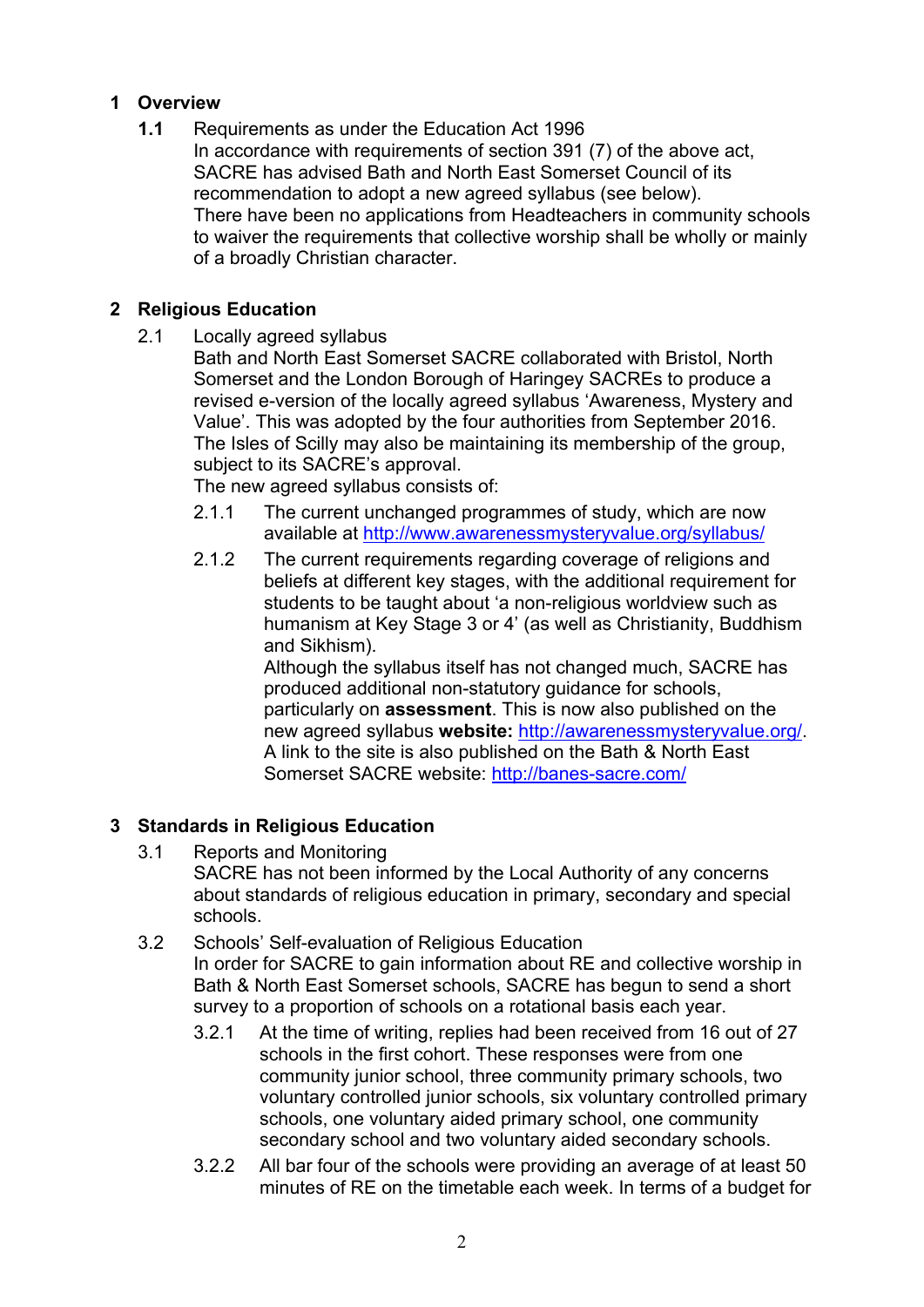## 1 Overview

**1.1** Requirements as under the Education Act 1996

In accordance with requirements of section 391 (7) of the above act, SACRE has advised Bath and North East Somerset Council of its recommendation to adopt a new agreed syllabus (see below).

There have been no applications from Headteachers in community schools to waiver the requirements that collective worship shall be wholly or mainly of a broadly Christian character.

## 2 Religious Education

2.1 Locally agreed syllabus

Bath and North East Somerset SACRE collaborated with Bristol, North Somerset and the London Borough of Haringey SACREs to produce a revised e-version of the locally agreed syllabus 'Awareness, Mystery and Value'. This was adopted by the four authorities from September 2016. The Isles of Scilly may also be maintaining its membership of the group, subject to its SACRE's approval.

The new agreed syllabus consists of:

2.1.1 The current unchanged programmes of study, which are now available at http://www.awarenessmysteryvalue.org/syllabus/

2.1.2 The current requirements regarding coverage of religions and beliefs at different key stages, with the additional requirement for students to be taught about 'a non-religious worldview such as humanism at Key Stage 3 or 4' (as well as Christianity, Buddhism and Sikhism).

Although the syllabus itself has not changed much, SACRE has produced additional non-statutory guidance for schools, particularly on **assessment**. This is now also published on the new agreed syllabus **website:** http://awarenessmysteryvalue.org/. A link to the site is also published on the Bath & North East Somerset SACRE website: http://banes-sacre.com/

## 3 Standards in Religious Education

3.1 Reports and Monitoring

SACRE has not been informed by the Local Authority of any concerns about standards of religious education in primary, secondary and special schools.

3.2 Schools' Self-evaluation of Religious Education

In order for SACRE to gain information about RE and collective worship in Bath & North East Somerset schools, SACRE has begun to send a short survey to a proportion of schools on a rotational basis each year.

3.2.1 At the time of writing, replies had been received from 16 out of 27 schools in the first cohort. These responses were from one community junior school, three community primary schools, two voluntary controlled junior schools, six voluntary controlled primary schools, one voluntary aided primary school, one community secondary school and two voluntary aided secondary schools.

3.2.2 All bar four of the schools were providing an average of at least 50 minutes of RE on the timetable each week. In terms of a budget for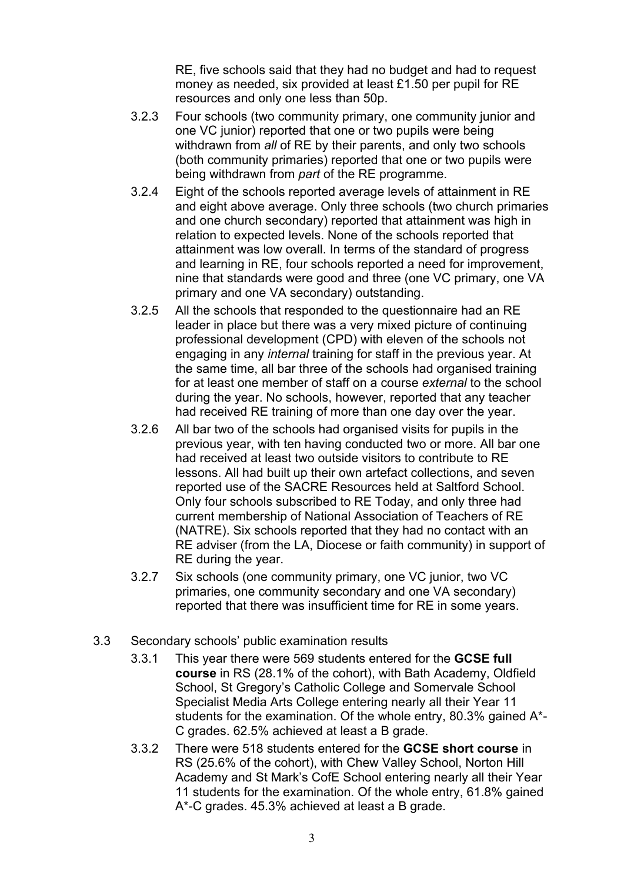RE, five schools said that they had no budget and had to request money as needed, six provided at least £1.50 per pupil for RE resources and only one less than 50p.

3.2.3 Four schools (two community primary, one community junior and one VC junior) reported that one or two pupils were being withdrawn from *all* of RE by their parents, and only two schools (both community primaries) reported that one or two pupils were being withdrawn from *part* of the RE programme.

3.2.4 Eight of the schools reported average levels of attainment in RE and eight above average. Only three schools (two church primaries and one church secondary) reported that attainment was high in relation to expected levels. None of the schools reported that attainment was low overall. In terms of the standard of progress and learning in RE, four schools reported a need for improvement, nine that standards were good and three (one VC primary, one VA primary and one VA secondary) outstanding.

3.2.5 All the schools that responded to the questionnaire had an RE leader in place but there was a very mixed picture of continuing professional development (CPD) with eleven of the schools not engaging in any *internal* training for staff in the previous year. At the same time, all bar three of the schools had organised training for at least one member of staff on a course *external* to the school during the year. No schools, however, reported that any teacher had received RE training of more than one day over the year.

3.2.6 All bar two of the schools had organised visits for pupils in the previous year, with ten having conducted two or more. All bar one had received at least two outside visitors to contribute to RE lessons. All had built up their own artefact collections, and seven reported use of the SACRE Resources held at Saltford School. Only four schools subscribed to RE Today, and only three had current membership of National Association of Teachers of RE (NATRE). Six schools reported that they had no contact with an RE adviser (from the LA, Diocese or faith community) in support of RE during the year.

3.2.7 Six schools (one community primary, one VC junior, two VC primaries, one community secondary and one VA secondary) reported that there was insufficient time for RE in some years.

3.3 Secondary schools' public examination results

3.3.1 This year there were 569 students entered for the **GCSE full course** in RS (28.1% of the cohort), with Bath Academy, Oldfield School, St Gregory's Catholic College and Somervale School Specialist Media Arts College entering nearly all their Year 11 students for the examination. Of the whole entry, 80.3% gained A*-C grades. 62.5% achieved at least a B grade.

3.3.2 There were 518 students entered for the **GCSE short course** in RS (25.6% of the cohort), with Chew Valley School, Norton Hill Academy and St Mark's CofE School entering nearly all their Year 11 students for the examination. Of the whole entry, 61.8% gained A*-C grades. 45.3% achieved at least a B grade.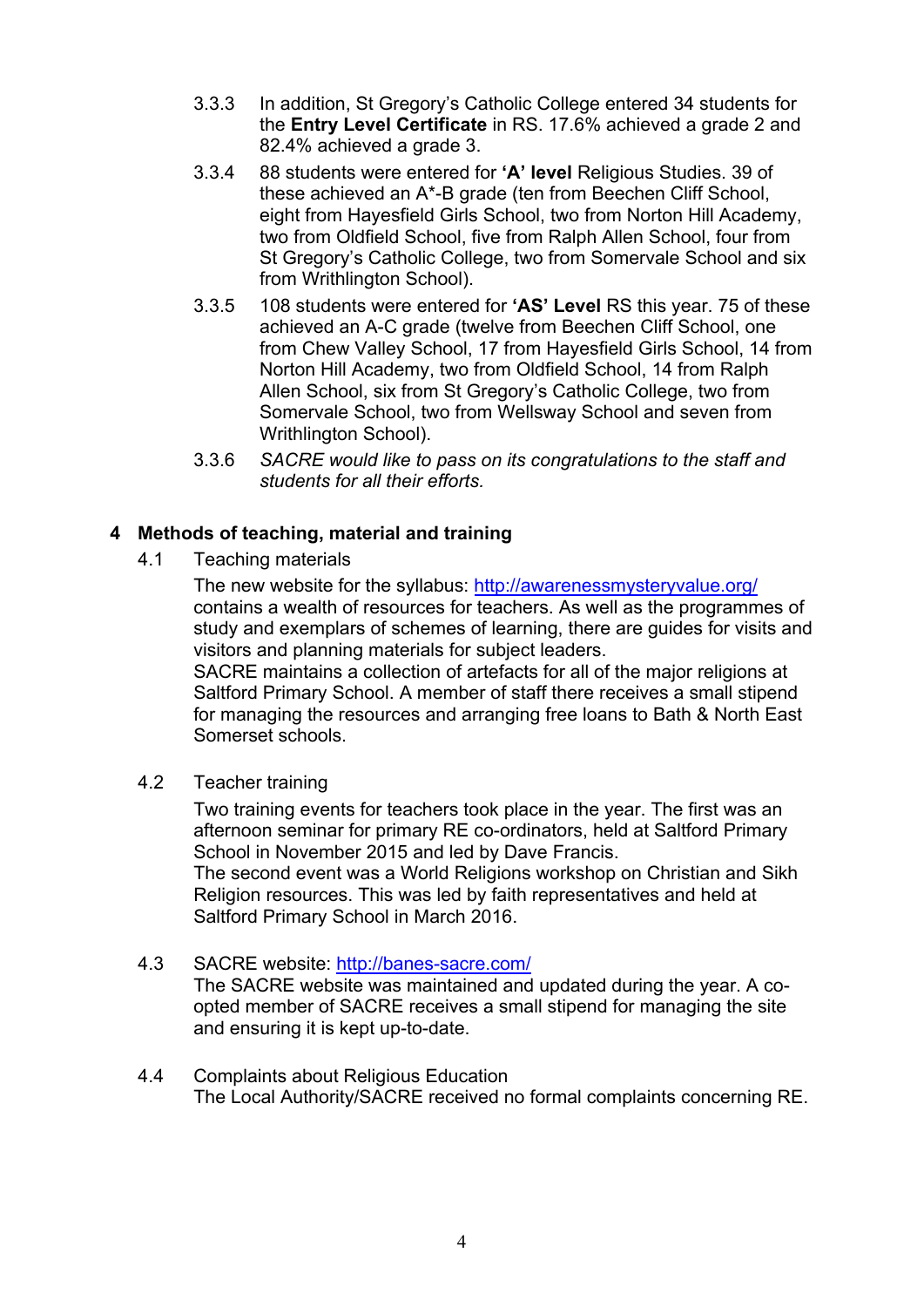3.3.3 In addition, St Gregory's Catholic College entered 34 students for the **Entry Level Certificate** in RS. 17.6% achieved a grade 2 and 82.4% achieved a grade 3.

3.3.4 88 students were entered for **'A' level** Religious Studies. 39 of these achieved an A*-B grade (ten from Beechen Cliff School, eight from Hayesfield Girls School, two from Norton Hill Academy, two from Oldfield School, five from Ralph Allen School, four from St Gregory's Catholic College, two from Somervale School and six from Writhlington School).

3.3.5 108 students were entered for **'AS' Level** RS this year. 75 of these achieved an A-C grade (twelve from Beechen Cliff School, one from Chew Valley School, 17 from Hayesfield Girls School, 14 from Norton Hill Academy, two from Oldfield School, 14 from Ralph Allen School, six from St Gregory's Catholic College, two from Somervale School, two from Wellsway School and seven from Writhlington School).

3.3.6 *SACRE would like to pass on its congratulations to the staff and students for all their efforts.*

## 4 Methods of teaching, material and training

4.1 Teaching materials

The new website for the syllabus: http://awarenessmysteryvalue.org/ contains a wealth of resources for teachers. As well as the programmes of study and exemplars of schemes of learning, there are guides for visits and visitors and planning materials for subject leaders.

SACRE maintains a collection of artefacts for all of the major religions at Saltford Primary School. A member of staff there receives a small stipend for managing the resources and arranging free loans to Bath & North East Somerset schools.

4.2 Teacher training

Two training events for teachers took place in the year. The first was an afternoon seminar for primary RE co-ordinators, held at Saltford Primary School in November 2015 and led by Dave Francis.

The second event was a World Religions workshop on Christian and Sikh Religion resources. This was led by faith representatives and held at Saltford Primary School in March 2016.

4.3 SACRE website: http://banes-sacre.com/

The SACRE website was maintained and updated during the year. A co-opted member of SACRE receives a small stipend for managing the site and ensuring it is kept up-to-date.

4.4 Complaints about Religious Education

The Local Authority/SACRE received no formal complaints concerning RE.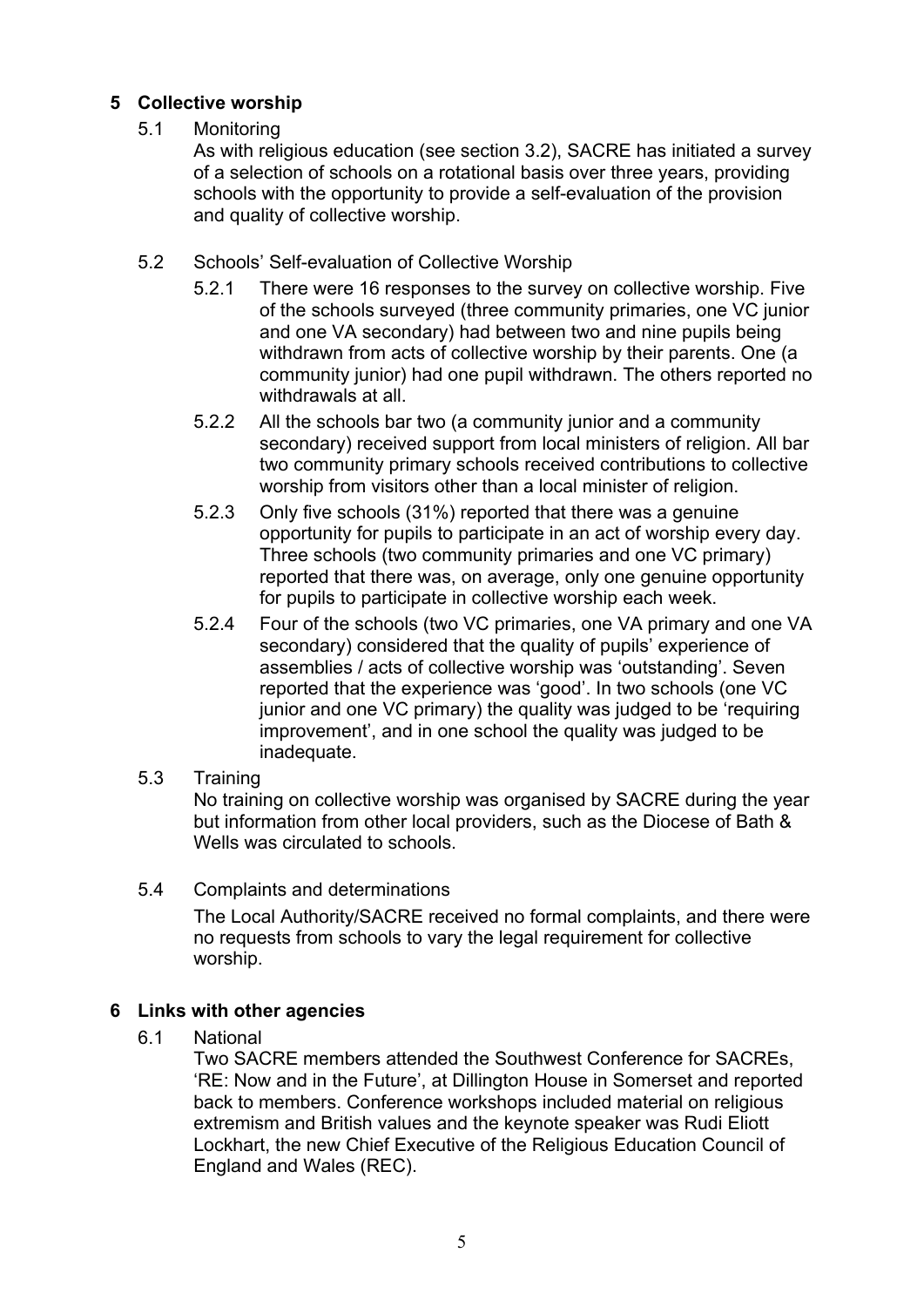## 5 Collective worship

5.1 Monitoring

As with religious education (see section 3.2), SACRE has initiated a survey of a selection of schools on a rotational basis over three years, providing schools with the opportunity to provide a self-evaluation of the provision and quality of collective worship.

5.2 Schools' Self-evaluation of Collective Worship

5.2.1 There were 16 responses to the survey on collective worship. Five of the schools surveyed (three community primaries, one VC junior and one VA secondary) had between two and nine pupils being withdrawn from acts of collective worship by their parents. One (a community junior) had one pupil withdrawn. The others reported no withdrawals at all.

5.2.2 All the schools bar two (a community junior and a community secondary) received support from local ministers of religion. All bar two community primary schools received contributions to collective worship from visitors other than a local minister of religion.

5.2.3 Only five schools (31%) reported that there was a genuine opportunity for pupils to participate in an act of worship every day. Three schools (two community primaries and one VC primary) reported that there was, on average, only one genuine opportunity for pupils to participate in collective worship each week.

5.2.4 Four of the schools (two VC primaries, one VA primary and one VA secondary) considered that the quality of pupils' experience of assemblies / acts of collective worship was 'outstanding'. Seven reported that the experience was 'good'. In two schools (one VC junior and one VC primary) the quality was judged to be 'requiring improvement', and in one school the quality was judged to be inadequate.

5.3 Training

No training on collective worship was organised by SACRE during the year but information from other local providers, such as the Diocese of Bath & Wells was circulated to schools.

5.4 Complaints and determinations

The Local Authority/SACRE received no formal complaints, and there were no requests from schools to vary the legal requirement for collective worship.

## 6 Links with other agencies

6.1 National

Two SACRE members attended the Southwest Conference for SACREs, 'RE: Now and in the Future', at Dillington House in Somerset and reported back to members. Conference workshops included material on religious extremism and British values and the keynote speaker was Rudi Eliott Lockhart, the new Chief Executive of the Religious Education Council of England and Wales (REC).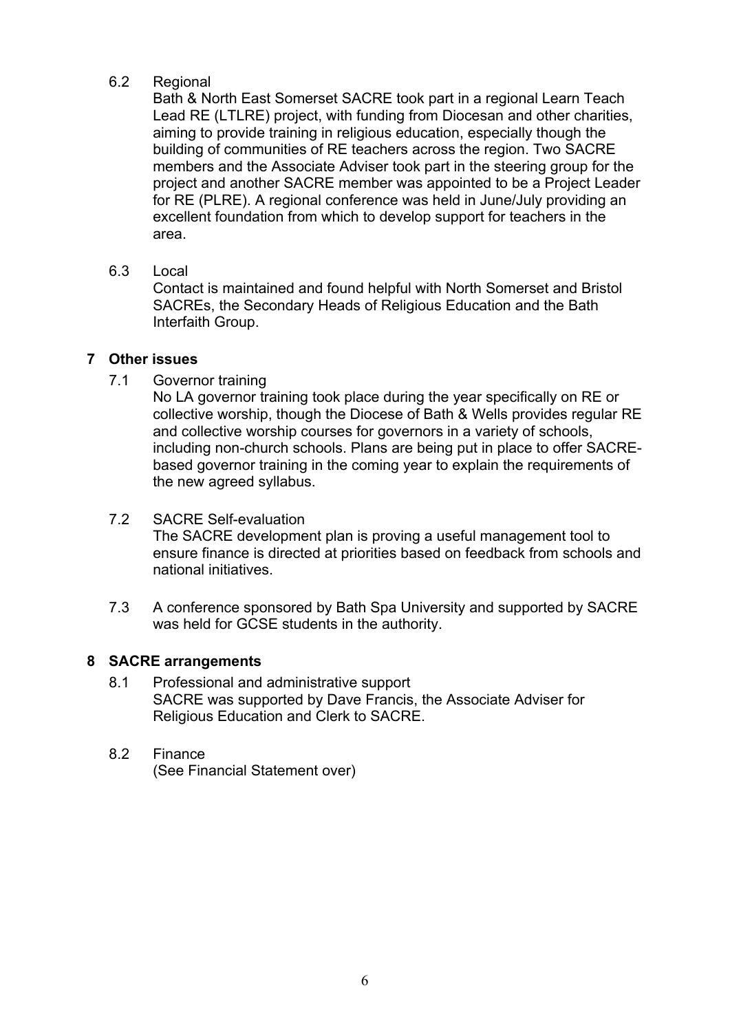6.2 Regional

Bath & North East Somerset SACRE took part in a regional Learn Teach Lead RE (LTLRE) project, with funding from Diocesan and other charities, aiming to provide training in religious education, especially though the building of communities of RE teachers across the region. Two SACRE members and the Associate Adviser took part in the steering group for the project and another SACRE member was appointed to be a Project Leader for RE (PLRE). A regional conference was held in June/July providing an excellent foundation from which to develop support for teachers in the area.

6.3 Local

Contact is maintained and found helpful with North Somerset and Bristol SACREs, the Secondary Heads of Religious Education and the Bath Interfaith Group.

## 7 Other issues

7.1 Governor training

No LA governor training took place during the year specifically on RE or collective worship, though the Diocese of Bath & Wells provides regular RE and collective worship courses for governors in a variety of schools, including non-church schools. Plans are being put in place to offer SACRE-based governor training in the coming year to explain the requirements of the new agreed syllabus.

7.2 SACRE Self-evaluation

The SACRE development plan is proving a useful management tool to ensure finance is directed at priorities based on feedback from schools and national initiatives.

7.3 A conference sponsored by Bath Spa University and supported by SACRE was held for GCSE students in the authority.

## 8 SACRE arrangements

8.1 Professional and administrative support

SACRE was supported by Dave Francis, the Associate Adviser for Religious Education and Clerk to SACRE.

8.2 Finance

(See Financial Statement over)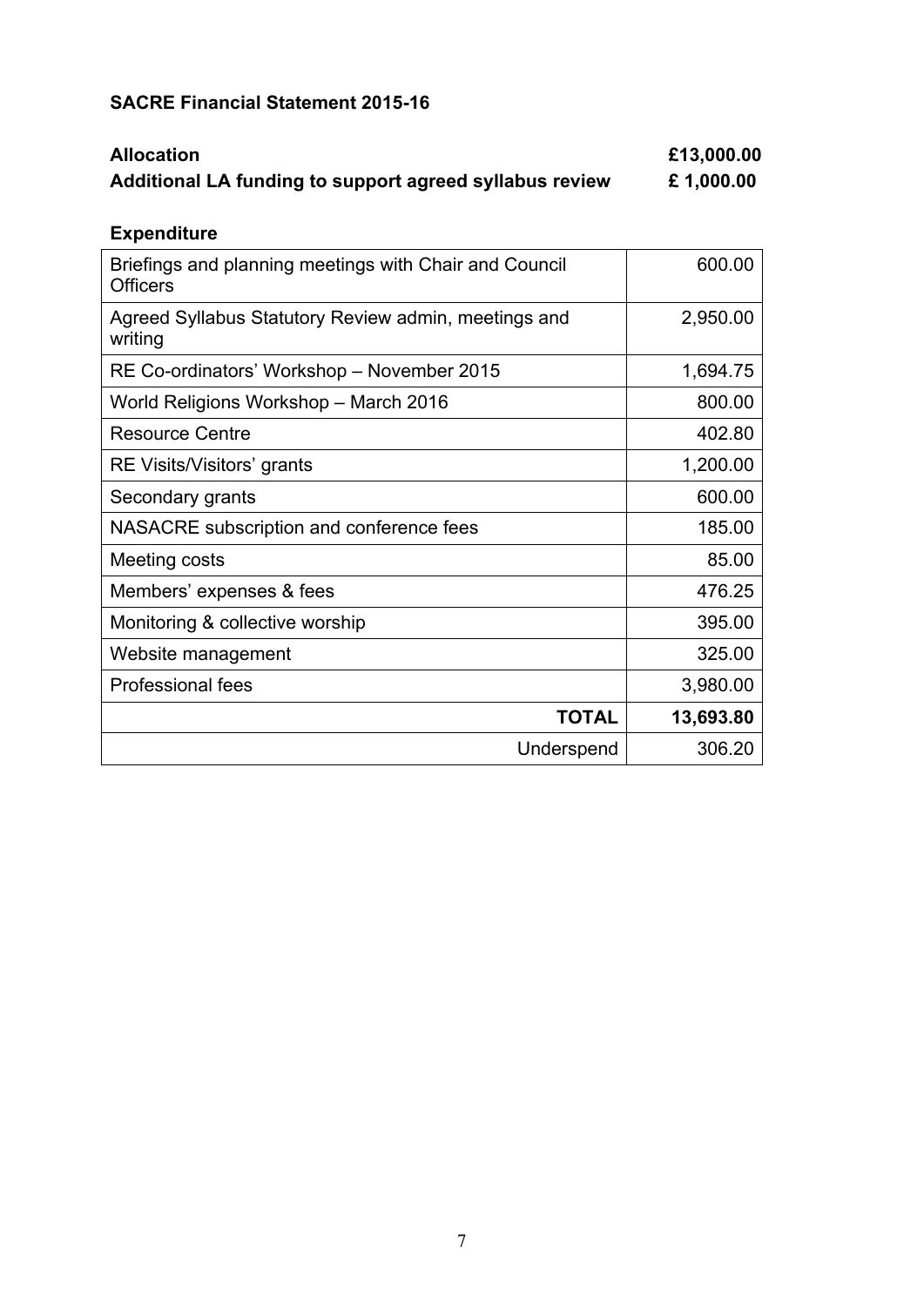**SACRE Financial Statement 2015-16**

**Allocation** **£13,000.00**

**Additional LA funding to support agreed syllabus review** **£ 1,000.00**

**Expenditure**

| | |
|---|---|
| Briefings and planning meetings with Chair and Council Officers | 600.00 |
| Agreed Syllabus Statutory Review admin, meetings and writing | 2,950.00 |
| RE Co-ordinators' Workshop – November 2015 | 1,694.75 |
| World Religions Workshop – March 2016 | 800.00 |
| Resource Centre | 402.80 |
| RE Visits/Visitors' grants | 1,200.00 |
| Secondary grants | 600.00 |
| NASACRE subscription and conference fees | 185.00 |
| Meeting costs | 85.00 |
| Members' expenses & fees | 476.25 |
| Monitoring & collective worship | 395.00 |
| Website management | 325.00 |
| Professional fees | 3,980.00 |
| **TOTAL** | **13,693.80** |
| Underspend | 306.20 |